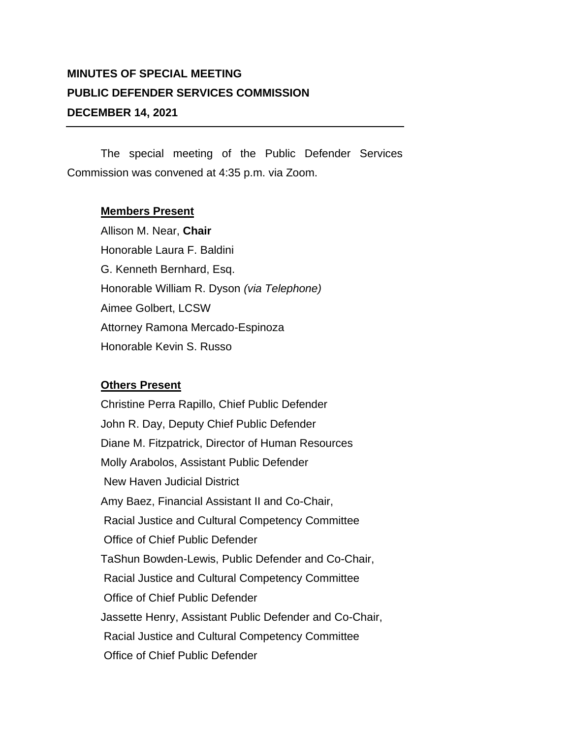**MINUTES OF SPECIAL MEETING**
**PUBLIC DEFENDER SERVICES COMMISSION**
**DECEMBER 14, 2021**

---

The special meeting of the Public Defender Services Commission was convened at 4:35 p.m. via Zoom.

**Members Present**

Allison M. Near, **Chair**
Honorable Laura F. Baldini
G. Kenneth Bernhard, Esq.
Honorable William R. Dyson *(via Telephone)*
Aimee Golbert, LCSW
Attorney Ramona Mercado-Espinoza
Honorable Kevin S. Russo

**Others Present**

Christine Perra Rapillo, Chief Public Defender
John R. Day, Deputy Chief Public Defender
Diane M. Fitzpatrick, Director of Human Resources
Molly Arabolos, Assistant Public Defender
 New Haven Judicial District
Amy Baez, Financial Assistant II and Co-Chair,
 Racial Justice and Cultural Competency Committee
 Office of Chief Public Defender
TaShun Bowden-Lewis, Public Defender and Co-Chair,
 Racial Justice and Cultural Competency Committee
 Office of Chief Public Defender
Jassette Henry, Assistant Public Defender and Co-Chair,
 Racial Justice and Cultural Competency Committee
 Office of Chief Public Defender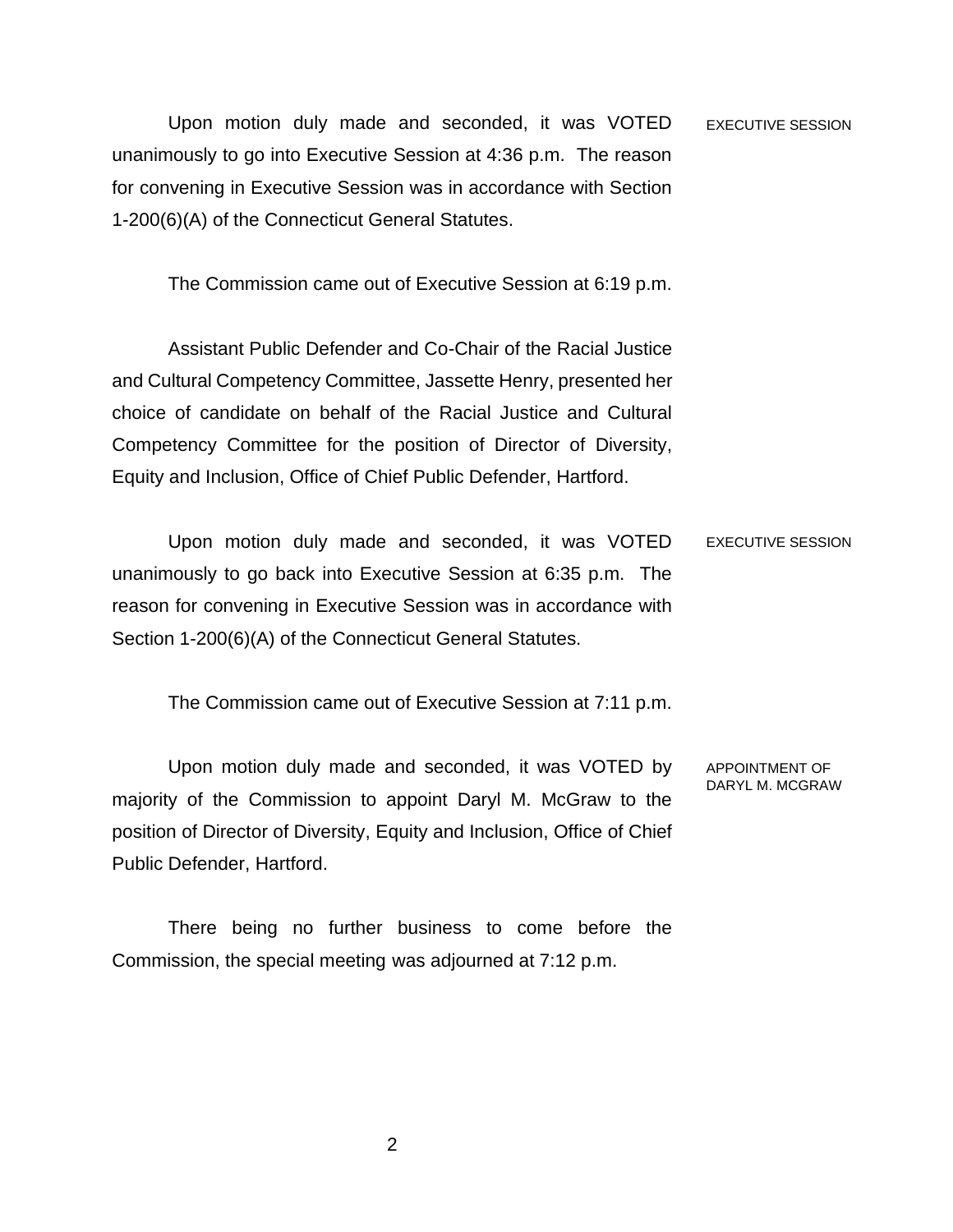Upon motion duly made and seconded, it was VOTED unanimously to go into Executive Session at 4:36 p.m. The reason for convening in Executive Session was in accordance with Section 1-200(6)(A) of the Connecticut General Statutes.

EXECUTIVE SESSION

The Commission came out of Executive Session at 6:19 p.m.

Assistant Public Defender and Co-Chair of the Racial Justice and Cultural Competency Committee, Jassette Henry, presented her choice of candidate on behalf of the Racial Justice and Cultural Competency Committee for the position of Director of Diversity, Equity and Inclusion, Office of Chief Public Defender, Hartford.

Upon motion duly made and seconded, it was VOTED unanimously to go back into Executive Session at 6:35 p.m. The reason for convening in Executive Session was in accordance with Section 1-200(6)(A) of the Connecticut General Statutes.

EXECUTIVE SESSION

The Commission came out of Executive Session at 7:11 p.m.

Upon motion duly made and seconded, it was VOTED by majority of the Commission to appoint Daryl M. McGraw to the position of Director of Diversity, Equity and Inclusion, Office of Chief Public Defender, Hartford.

APPOINTMENT OF DARYL M. MCGRAW

There being no further business to come before the Commission, the special meeting was adjourned at 7:12 p.m.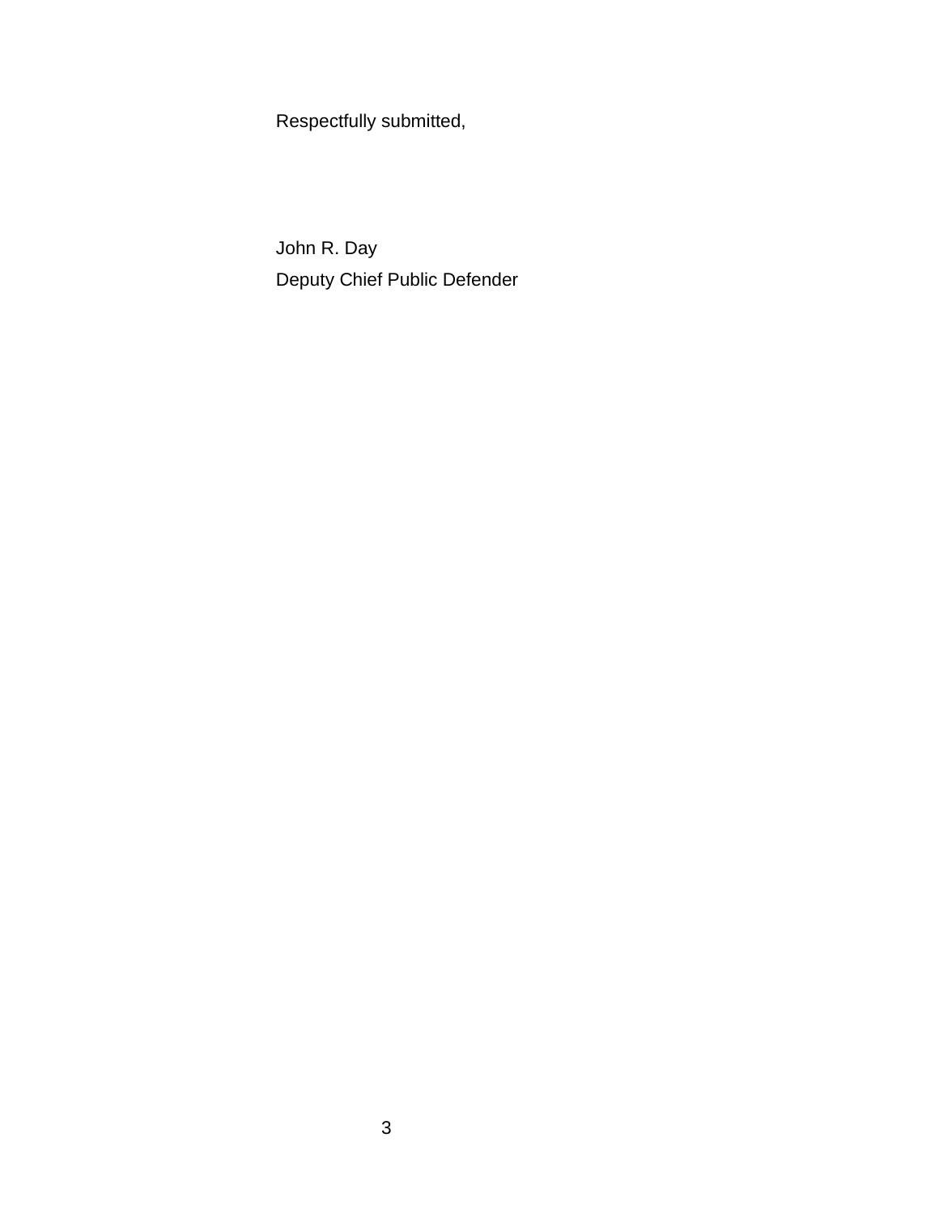Respectfully submitted,

John R. Day
Deputy Chief Public Defender